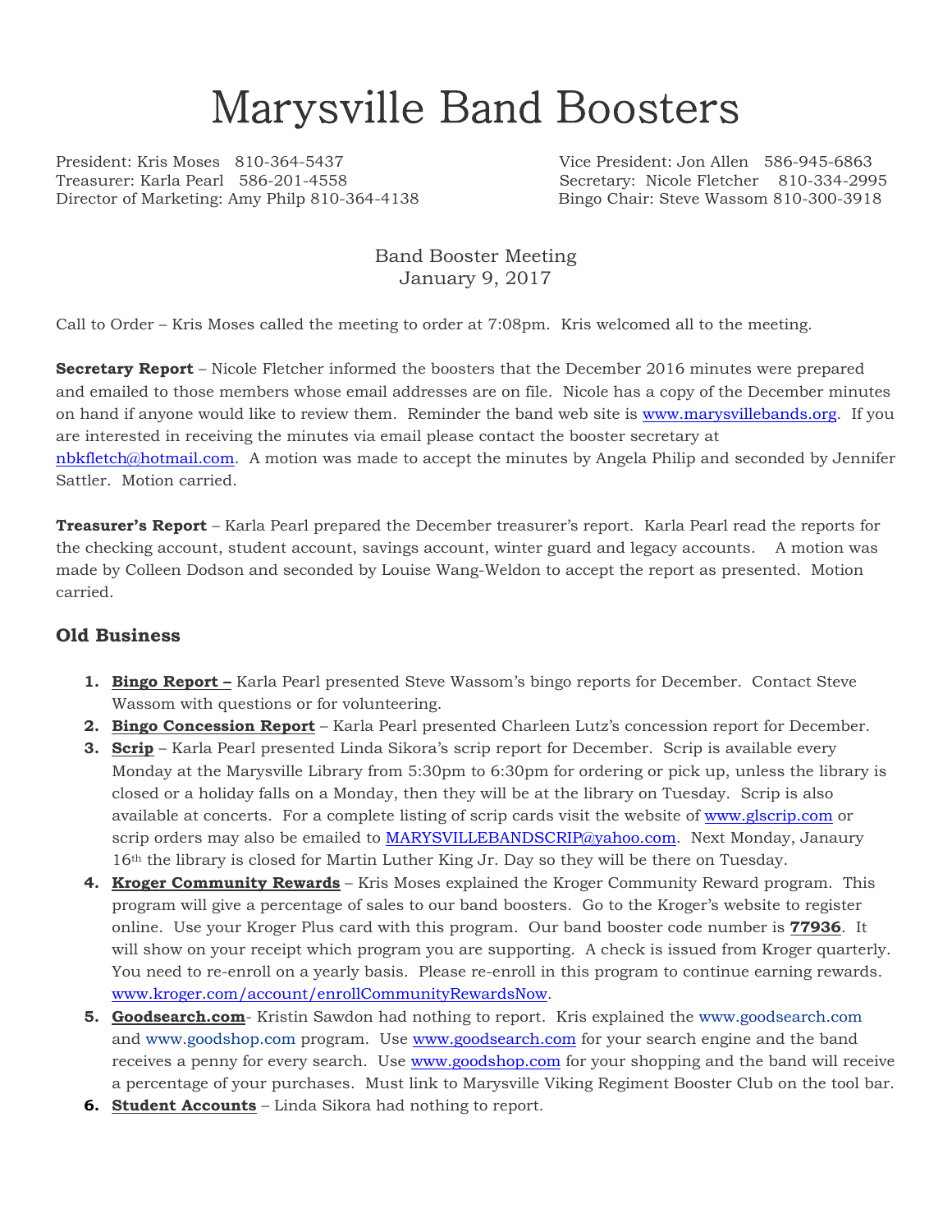# Marysville Band Boosters

President: Kris Moses 810-364-5437
Vice President: Jon Allen 586-945-6863
Treasurer: Karla Pearl 586-201-4558
Secretary: Nicole Fletcher 810-334-2995
Director of Marketing: Amy Philp 810-364-4138
Bingo Chair: Steve Wassom 810-300-3918

Band Booster Meeting
January 9, 2017

Call to Order – Kris Moses called the meeting to order at 7:08pm. Kris welcomed all to the meeting.

**Secretary Report** – Nicole Fletcher informed the boosters that the December 2016 minutes were prepared and emailed to those members whose email addresses are on file. Nicole has a copy of the December minutes on hand if anyone would like to review them. Reminder the band web site is www.marysvillebands.org. If you are interested in receiving the minutes via email please contact the booster secretary at nbkfletch@hotmail.com. A motion was made to accept the minutes by Angela Philip and seconded by Jennifer Sattler. Motion carried.

**Treasurer's Report** – Karla Pearl prepared the December treasurer's report. Karla Pearl read the reports for the checking account, student account, savings account, winter guard and legacy accounts. A motion was made by Colleen Dodson and seconded by Louise Wang-Weldon to accept the report as presented. Motion carried.

## Old Business

1. **Bingo Report –** Karla Pearl presented Steve Wassom's bingo reports for December. Contact Steve Wassom with questions or for volunteering.
2. **Bingo Concession Report** – Karla Pearl presented Charleen Lutz's concession report for December.
3. **Scrip** – Karla Pearl presented Linda Sikora's scrip report for December. Scrip is available every Monday at the Marysville Library from 5:30pm to 6:30pm for ordering or pick up, unless the library is closed or a holiday falls on a Monday, then they will be at the library on Tuesday. Scrip is also available at concerts. For a complete listing of scrip cards visit the website of www.glscrip.com or scrip orders may also be emailed to MARYSVILLEBANDSCRIP@yahoo.com. Next Monday, Janaury 16th the library is closed for Martin Luther King Jr. Day so they will be there on Tuesday.
4. **Kroger Community Rewards** – Kris Moses explained the Kroger Community Reward program. This program will give a percentage of sales to our band boosters. Go to the Kroger's website to register online. Use your Kroger Plus card with this program. Our band booster code number is **77936**. It will show on your receipt which program you are supporting. A check is issued from Kroger quarterly. You need to re-enroll on a yearly basis. Please re-enroll in this program to continue earning rewards. www.kroger.com/account/enrollCommunityRewardsNow.
5. **Goodsearch.com**- Kristin Sawdon had nothing to report. Kris explained the www.goodsearch.com and www.goodshop.com program. Use www.goodsearch.com for your search engine and the band receives a penny for every search. Use www.goodshop.com for your shopping and the band will receive a percentage of your purchases. Must link to Marysville Viking Regiment Booster Club on the tool bar.
6. **Student Accounts** – Linda Sikora had nothing to report.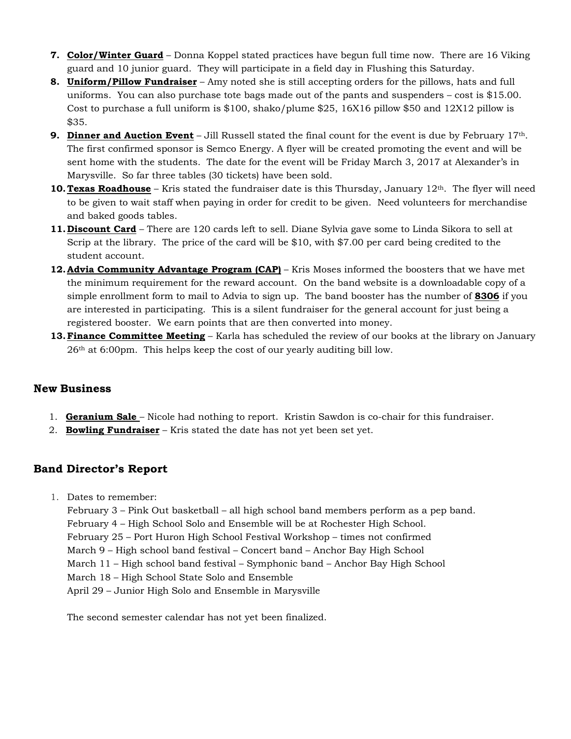7. **Color/Winter Guard** – Donna Koppel stated practices have begun full time now. There are 16 Viking guard and 10 junior guard. They will participate in a field day in Flushing this Saturday.
8. **Uniform/Pillow Fundraiser** – Amy noted she is still accepting orders for the pillows, hats and full uniforms. You can also purchase tote bags made out of the pants and suspenders – cost is $15.00. Cost to purchase a full uniform is $100, shako/plume $25, 16X16 pillow $50 and 12X12 pillow is $35.
9. **Dinner and Auction Event** – Jill Russell stated the final count for the event is due by February 17th. The first confirmed sponsor is Semco Energy. A flyer will be created promoting the event and will be sent home with the students. The date for the event will be Friday March 3, 2017 at Alexander's in Marysville. So far three tables (30 tickets) have been sold.
10. **Texas Roadhouse** – Kris stated the fundraiser date is this Thursday, January 12th. The flyer will need to be given to wait staff when paying in order for credit to be given. Need volunteers for merchandise and baked goods tables.
11. **Discount Card** – There are 120 cards left to sell. Diane Sylvia gave some to Linda Sikora to sell at Scrip at the library. The price of the card will be $10, with $7.00 per card being credited to the student account.
12. **Advia Community Advantage Program (CAP)** – Kris Moses informed the boosters that we have met the minimum requirement for the reward account. On the band website is a downloadable copy of a simple enrollment form to mail to Advia to sign up. The band booster has the number of **8306** if you are interested in participating. This is a silent fundraiser for the general account for just being a registered booster. We earn points that are then converted into money.
13. **Finance Committee Meeting** – Karla has scheduled the review of our books at the library on January 26th at 6:00pm. This helps keep the cost of our yearly auditing bill low.

## New Business

1. **Geranium Sale** – Nicole had nothing to report. Kristin Sawdon is co-chair for this fundraiser.
2. **Bowling Fundraiser** – Kris stated the date has not yet been set yet.

## Band Director's Report

1. Dates to remember:
   February 3 – Pink Out basketball – all high school band members perform as a pep band.
   February 4 – High School Solo and Ensemble will be at Rochester High School.
   February 25 – Port Huron High School Festival Workshop – times not confirmed
   March 9 – High school band festival – Concert band – Anchor Bay High School
   March 11 – High school band festival – Symphonic band – Anchor Bay High School
   March 18 – High School State Solo and Ensemble
   April 29 – Junior High Solo and Ensemble in Marysville

   The second semester calendar has not yet been finalized.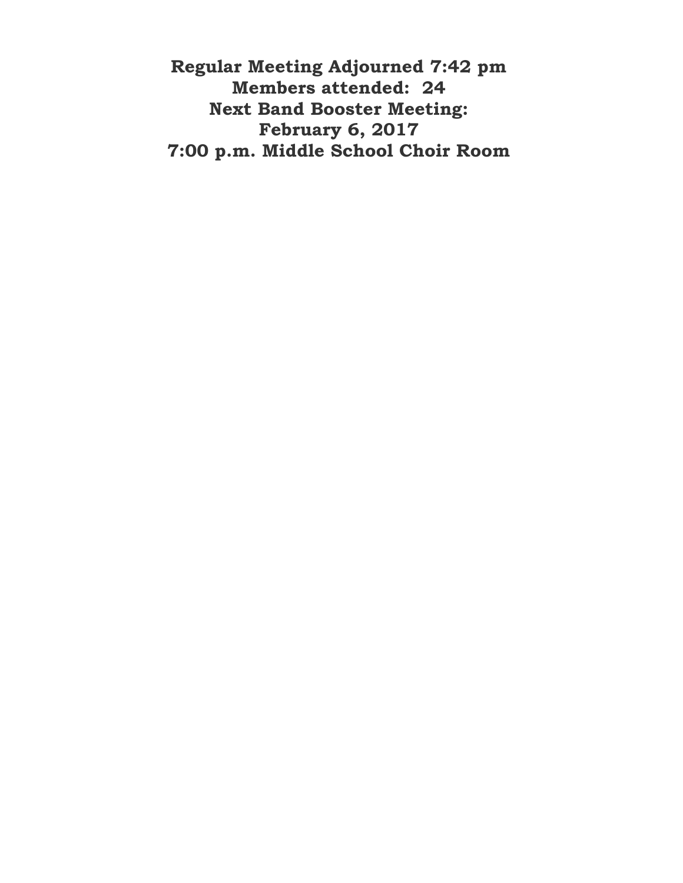**Regular Meeting Adjourned 7:42 pm**
**Members attended: 24**
**Next Band Booster Meeting:**
**February 6, 2017**
**7:00 p.m. Middle School Choir Room**